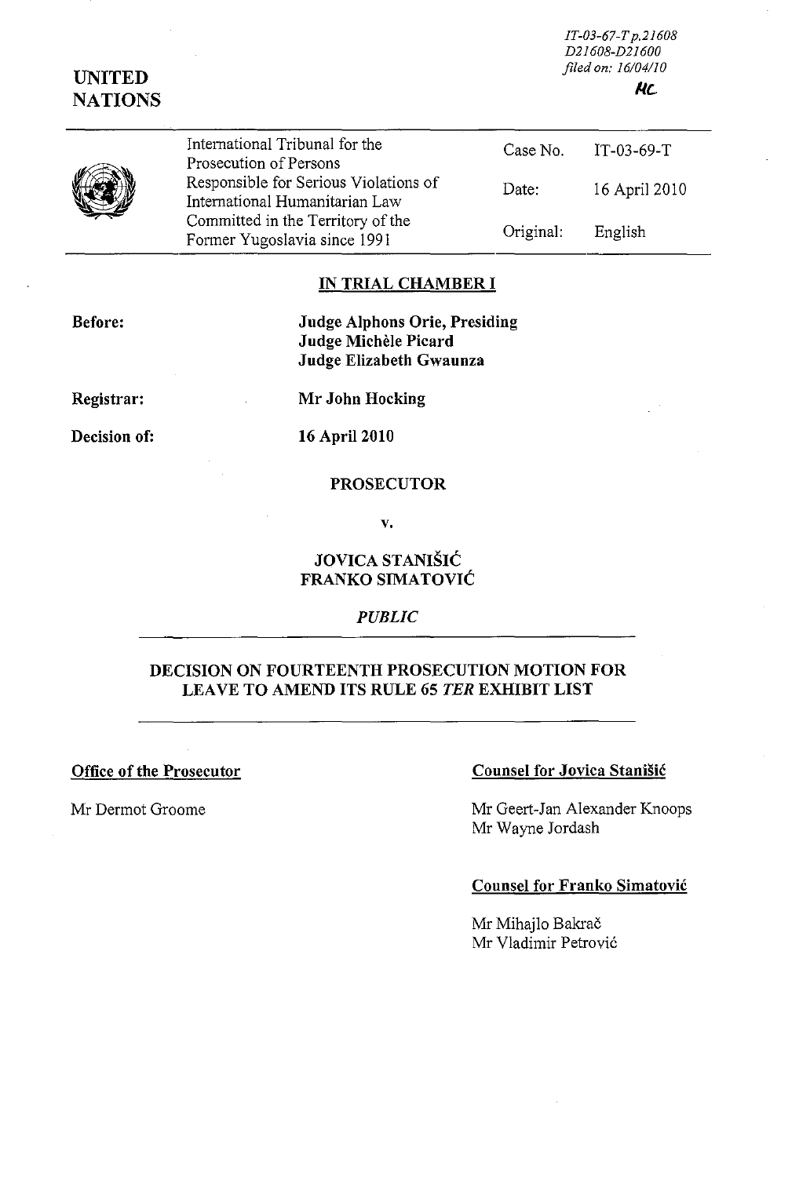IT-03-67-T p.21608
D21608-D21600
*filed on: 16/04/10*

**UNITED NATIONS**

| International Tribunal for the Prosecution of Persons Responsible for Serious Violations of International Humanitarian Law Committed in the Territory of the Former Yugoslavia since 1991 | | |
|---|---|---|
| | Case No. | IT-03-69-T |
| | Date: | 16 April 2010 |
| | Original: | English |

## IN TRIAL CHAMBER I

**Before:** **Judge Alphons Orie, Presiding**
**Judge Michèle Picard**
**Judge Elizabeth Gwaunza**

**Registrar:** **Mr John Hocking**

**Decision of:** **16 April 2010**

**PROSECUTOR**

**v.**

**JOVICA STANIŠIĆ**
**FRANKO SIMATOVIĆ**

***PUBLIC***

## DECISION ON FOURTEENTH PROSECUTION MOTION FOR LEAVE TO AMEND ITS RULE 65 *TER* EXHIBIT LIST

**Office of the Prosecutor**

Mr Dermot Groome

**Counsel for Jovica Stanišić**

Mr Geert-Jan Alexander Knoops
Mr Wayne Jordash

**Counsel for Franko Simatović**

Mr Mihajlo Bakrač
Mr Vladimir Petrović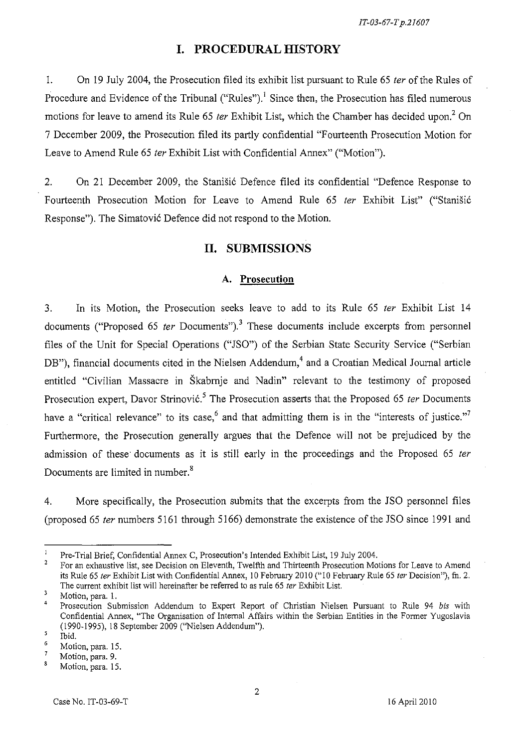# I. PROCEDURAL HISTORY

1. On 19 July 2004, the Prosecution filed its exhibit list pursuant to Rule 65 *ter* of the Rules of Procedure and Evidence of the Tribunal ("Rules").[1] Since then, the Prosecution has filed numerous motions for leave to amend its Rule 65 *ter* Exhibit List, which the Chamber has decided upon.[2] On 7 December 2009, the Prosecution filed its partly confidential "Fourteenth Prosecution Motion for Leave to Amend Rule 65 *ter* Exhibit List with Confidential Annex" ("Motion").

2. On 21 December 2009, the Stanišić Defence filed its confidential "Defence Response to Fourteenth Prosecution Motion for Leave to Amend Rule 65 *ter* Exhibit List" ("Stanišić Response"). The Simatović Defence did not respond to the Motion.

# II. SUBMISSIONS

## A. Prosecution

3. In its Motion, the Prosecution seeks leave to add to its Rule 65 *ter* Exhibit List 14 documents ("Proposed 65 *ter* Documents").[3] These documents include excerpts from personnel files of the Unit for Special Operations ("JSO") of the Serbian State Security Service ("Serbian DB"), financial documents cited in the Nielsen Addendum,[4] and a Croatian Medical Journal article entitled "Civilian Massacre in Škabrnje and Nadin" relevant to the testimony of proposed Prosecution expert, Davor Strinović.[5] The Prosecution asserts that the Proposed 65 *ter* Documents have a "critical relevance" to its case,[6] and that admitting them is in the "interests of justice."[7] Furthermore, the Prosecution generally argues that the Defence will not be prejudiced by the admission of these documents as it is still early in the proceedings and the Proposed 65 *ter* Documents are limited in number.[8]

4. More specifically, the Prosecution submits that the excerpts from the JSO personnel files (proposed 65 *ter* numbers 5161 through 5166) demonstrate the existence of the JSO since 1991 and

---

[1] Pre-Trial Brief, Confidential Annex C, Prosecution's Intended Exhibit List, 19 July 2004.

[2] For an exhaustive list, see Decision on Eleventh, Twelfth and Thirteenth Prosecution Motions for Leave to Amend its Rule 65 *ter* Exhibit List with Confidential Annex, 10 February 2010 ("10 February Rule 65 *ter* Decision"), fn. 2. The current exhibit list will hereinafter be referred to as rule 65 *ter* Exhibit List.

[3] Motion, para. 1.

[4] Prosecution Submission Addendum to Expert Report of Christian Nielsen Pursuant to Rule 94 *bis* with Confidential Annex, "The Organisation of Internal Affairs within the Serbian Entities in the Former Yugoslavia (1990-1995), 18 September 2009 ("Nielsen Addendum").

[5] Ibid.

[6] Motion, para. 15.

[7] Motion, para. 9.

[8] Motion, para. 15.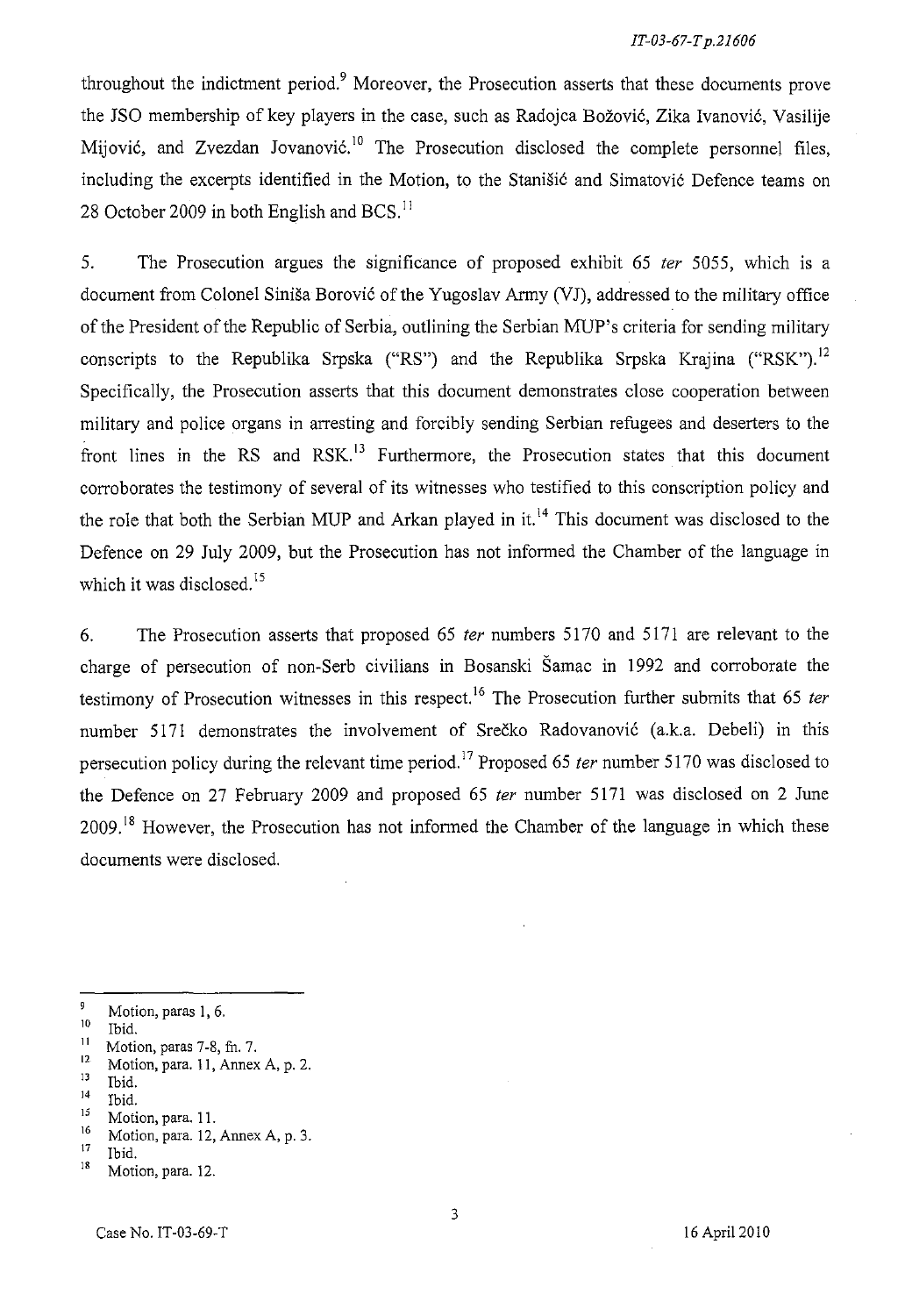throughout the indictment period.[9] Moreover, the Prosecution asserts that these documents prove the JSO membership of key players in the case, such as Radojca Božović, Zika Ivanović, Vasilije Mijović, and Zvezdan Jovanović.[10] The Prosecution disclosed the complete personnel files, including the excerpts identified in the Motion, to the Stanišić and Simatović Defence teams on 28 October 2009 in both English and BCS.[11]

5. The Prosecution argues the significance of proposed exhibit 65 *ter* 5055, which is a document from Colonel Siniša Borović of the Yugoslav Army (VJ), addressed to the military office of the President of the Republic of Serbia, outlining the Serbian MUP's criteria for sending military conscripts to the Republika Srpska ("RS") and the Republika Srpska Krajina ("RSK").[12] Specifically, the Prosecution asserts that this document demonstrates close cooperation between military and police organs in arresting and forcibly sending Serbian refugees and deserters to the front lines in the RS and RSK.[13] Furthermore, the Prosecution states that this document corroborates the testimony of several of its witnesses who testified to this conscription policy and the role that both the Serbian MUP and Arkan played in it.[14] This document was disclosed to the Defence on 29 July 2009, but the Prosecution has not informed the Chamber of the language in which it was disclosed.[15]

6. The Prosecution asserts that proposed 65 *ter* numbers 5170 and 5171 are relevant to the charge of persecution of non-Serb civilians in Bosanski Šamac in 1992 and corroborate the testimony of Prosecution witnesses in this respect.[16] The Prosecution further submits that 65 *ter* number 5171 demonstrates the involvement of Srečko Radovanović (a.k.a. Debeli) in this persecution policy during the relevant time period.[17] Proposed 65 *ter* number 5170 was disclosed to the Defence on 27 February 2009 and proposed 65 *ter* number 5171 was disclosed on 2 June 2009.[18] However, the Prosecution has not informed the Chamber of the language in which these documents were disclosed.

---

[9] Motion, paras 1, 6.
[10] Ibid.
[11] Motion, paras 7-8, fn. 7.
[12] Motion, para. 11, Annex A, p. 2.
[13] Ibid.
[14] Ibid.
[15] Motion, para. 11.
[16] Motion, para. 12, Annex A, p. 3.
[17] Ibid.
[18] Motion, para. 12.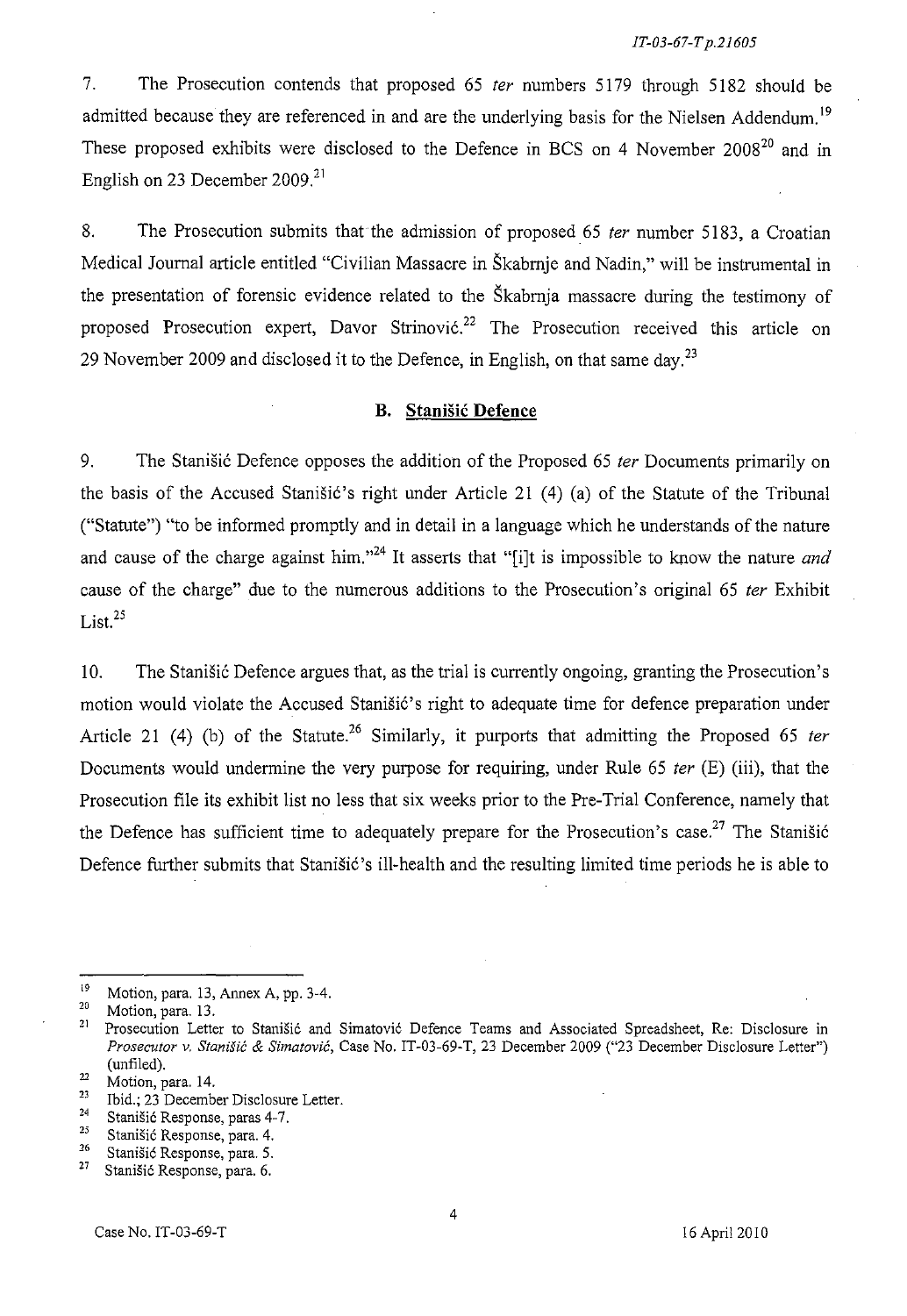7. The Prosecution contends that proposed 65 *ter* numbers 5179 through 5182 should be admitted because they are referenced in and are the underlying basis for the Nielsen Addendum.[19] These proposed exhibits were disclosed to the Defence in BCS on 4 November 2008[20] and in English on 23 December 2009.[21]

8. The Prosecution submits that the admission of proposed 65 *ter* number 5183, a Croatian Medical Journal article entitled "Civilian Massacre in Škabrnje and Nadin," will be instrumental in the presentation of forensic evidence related to the Škabrnja massacre during the testimony of proposed Prosecution expert, Davor Strinović.[22] The Prosecution received this article on 29 November 2009 and disclosed it to the Defence, in English, on that same day.[23]

### B. Stanišić Defence

9. The Stanišić Defence opposes the addition of the Proposed 65 *ter* Documents primarily on the basis of the Accused Stanišić's right under Article 21 (4) (a) of the Statute of the Tribunal ("Statute") "to be informed promptly and in detail in a language which he understands of the nature and cause of the charge against him."[24] It asserts that "[i]t is impossible to know the nature *and* cause of the charge" due to the numerous additions to the Prosecution's original 65 *ter* Exhibit List.[25]

10. The Stanišić Defence argues that, as the trial is currently ongoing, granting the Prosecution's motion would violate the Accused Stanišić's right to adequate time for defence preparation under Article 21 (4) (b) of the Statute.[26] Similarly, it purports that admitting the Proposed 65 *ter* Documents would undermine the very purpose for requiring, under Rule 65 *ter* (E) (iii), that the Prosecution file its exhibit list no less that six weeks prior to the Pre-Trial Conference, namely that the Defence has sufficient time to adequately prepare for the Prosecution's case.[27] The Stanišić Defence further submits that Stanišić's ill-health and the resulting limited time periods he is able to

---

[19] Motion, para. 13, Annex A, pp. 3-4.

[20] Motion, para. 13.

[21] Prosecution Letter to Stanišić and Simatović Defence Teams and Associated Spreadsheet, Re: Disclosure in *Prosecutor v. Stanišić & Simatović*, Case No. IT-03-69-T, 23 December 2009 ("23 December Disclosure Letter") (unfiled).

[22] Motion, para. 14.

[23] Ibid.; 23 December Disclosure Letter.

[24] Stanišić Response, paras 4-7.

[25] Stanišić Response, para. 4.

[26] Stanišić Response, para. 5.

[27] Stanišić Response, para. 6.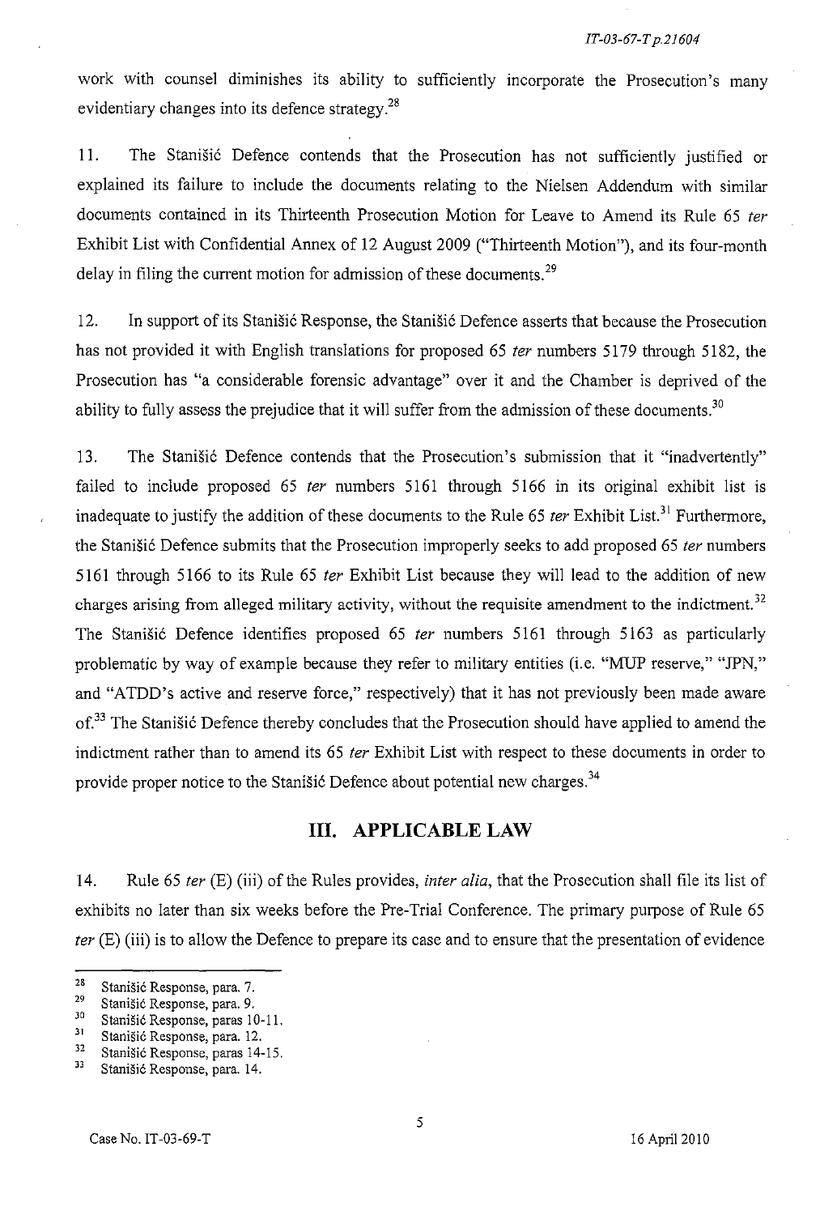work with counsel diminishes its ability to sufficiently incorporate the Prosecution's many evidentiary changes into its defence strategy.[28]

11. The Stanišić Defence contends that the Prosecution has not sufficiently justified or explained its failure to include the documents relating to the Nielsen Addendum with similar documents contained in its Thirteenth Prosecution Motion for Leave to Amend its Rule 65 *ter* Exhibit List with Confidential Annex of 12 August 2009 ("Thirteenth Motion"), and its four-month delay in filing the current motion for admission of these documents.[29]

12. In support of its Stanišić Response, the Stanišić Defence asserts that because the Prosecution has not provided it with English translations for proposed 65 *ter* numbers 5179 through 5182, the Prosecution has "a considerable forensic advantage" over it and the Chamber is deprived of the ability to fully assess the prejudice that it will suffer from the admission of these documents.[30]

13. The Stanišić Defence contends that the Prosecution's submission that it "inadvertently" failed to include proposed 65 *ter* numbers 5161 through 5166 in its original exhibit list is inadequate to justify the addition of these documents to the Rule 65 *ter* Exhibit List.[31] Furthermore, the Stanišić Defence submits that the Prosecution improperly seeks to add proposed 65 *ter* numbers 5161 through 5166 to its Rule 65 *ter* Exhibit List because they will lead to the addition of new charges arising from alleged military activity, without the requisite amendment to the indictment.[32] The Stanišić Defence identifies proposed 65 *ter* numbers 5161 through 5163 as particularly problematic by way of example because they refer to military entities (i.e. "MUP reserve," "JPN," and "ATDD's active and reserve force," respectively) that it has not previously been made aware of.[33] The Stanišić Defence thereby concludes that the Prosecution should have applied to amend the indictment rather than to amend its 65 *ter* Exhibit List with respect to these documents in order to provide proper notice to the Stanišić Defence about potential new charges.[34]

## III. APPLICABLE LAW

14. Rule 65 *ter* (E) (iii) of the Rules provides, *inter alia*, that the Prosecution shall file its list of exhibits no later than six weeks before the Pre-Trial Conference. The primary purpose of Rule 65 *ter* (E) (iii) is to allow the Defence to prepare its case and to ensure that the presentation of evidence

---

[28] Stanišić Response, para. 7.
[29] Stanišić Response, para. 9.
[30] Stanišić Response, paras 10-11.
[31] Stanišić Response, para. 12.
[32] Stanišić Response, paras 14-15.
[33] Stanišić Response, para. 14.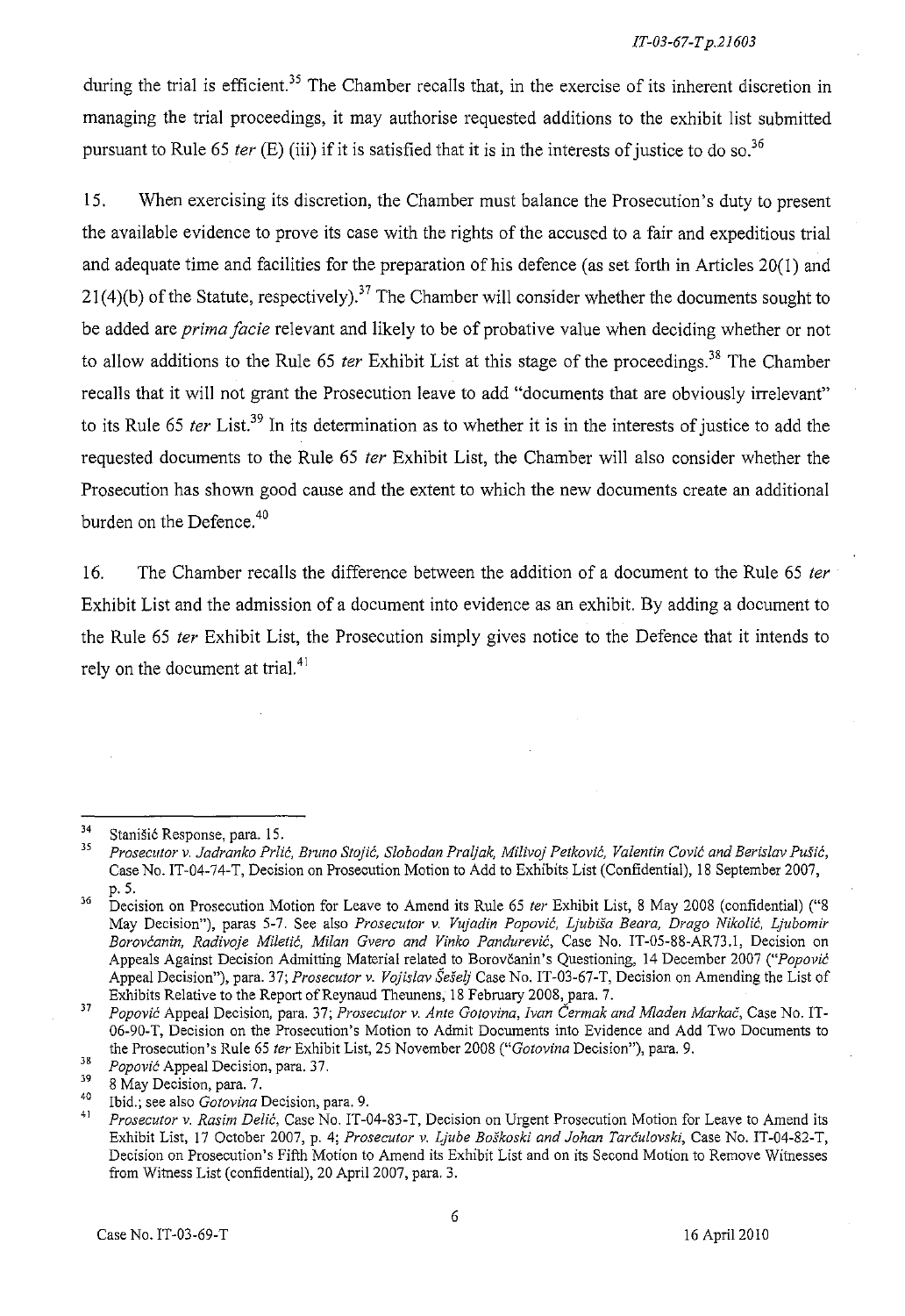during the trial is efficient.[35] The Chamber recalls that, in the exercise of its inherent discretion in managing the trial proceedings, it may authorise requested additions to the exhibit list submitted pursuant to Rule 65 *ter* (E) (iii) if it is satisfied that it is in the interests of justice to do so.[36]

15. When exercising its discretion, the Chamber must balance the Prosecution's duty to present the available evidence to prove its case with the rights of the accused to a fair and expeditious trial and adequate time and facilities for the preparation of his defence (as set forth in Articles 20(1) and 21(4)(b) of the Statute, respectively).[37] The Chamber will consider whether the documents sought to be added are *prima facie* relevant and likely to be of probative value when deciding whether or not to allow additions to the Rule 65 *ter* Exhibit List at this stage of the proceedings.[38] The Chamber recalls that it will not grant the Prosecution leave to add "documents that are obviously irrelevant" to its Rule 65 *ter* List.[39] In its determination as to whether it is in the interests of justice to add the requested documents to the Rule 65 *ter* Exhibit List, the Chamber will also consider whether the Prosecution has shown good cause and the extent to which the new documents create an additional burden on the Defence.[40]

16. The Chamber recalls the difference between the addition of a document to the Rule 65 *ter* Exhibit List and the admission of a document into evidence as an exhibit. By adding a document to the Rule 65 *ter* Exhibit List, the Prosecution simply gives notice to the Defence that it intends to rely on the document at trial.[41]

---

[34] Stanišić Response, para. 15.

[35] *Prosecutor v. Jadranko Prlić, Bruno Stojić, Slobodan Praljak, Milivoj Petković, Valentin Ćorić and Berislav Pušić*, Case No. IT-04-74-T, Decision on Prosecution Motion to Add to Exhibits List (Confidential), 18 September 2007, p. 5.

[36] Decision on Prosecution Motion for Leave to Amend its Rule 65 *ter* Exhibit List, 8 May 2008 (confidential) ("8 May Decision"), paras 5-7. See also *Prosecutor v. Vujadin Popović, Ljubiša Beara, Drago Nikolić, Ljubomir Borovčanin, Radivoje Miletić, Milan Gvero and Vinko Pandurević*, Case No. IT-05-88-AR73.1, Decision on Appeals Against Decision Admitting Material related to Borovčanin's Questioning, 14 December 2007 ("*Popović* Appeal Decision"), para. 37; *Prosecutor v. Vojislav Šešelj* Case No. IT-03-67-T, Decision on Amending the List of Exhibits Relative to the Report of Reynaud Theunens, 18 February 2008, para. 7.

[37] *Popović* Appeal Decision, para. 37; *Prosecutor v. Ante Gotovina, Ivan Čermak and Mladen Markač*, Case No. IT-06-90-T, Decision on the Prosecution's Motion to Admit Documents into Evidence and Add Two Documents to the Prosecution's Rule 65 *ter* Exhibit List, 25 November 2008 ("*Gotovina* Decision"), para. 9.

[38] *Popović* Appeal Decision, para. 37.

[39] 8 May Decision, para. 7.

[40] Ibid.; see also *Gotovina* Decision, para. 9.

[41] *Prosecutor v. Rasim Delić*, Case No. IT-04-83-T, Decision on Urgent Prosecution Motion for Leave to Amend its Exhibit List, 17 October 2007, p. 4; *Prosecutor v. Ljube Boškoski and Johan Tarčulovski*, Case No. IT-04-82-T, Decision on Prosecution's Fifth Motion to Amend its Exhibit List and on its Second Motion to Remove Witnesses from Witness List (confidential), 20 April 2007, para. 3.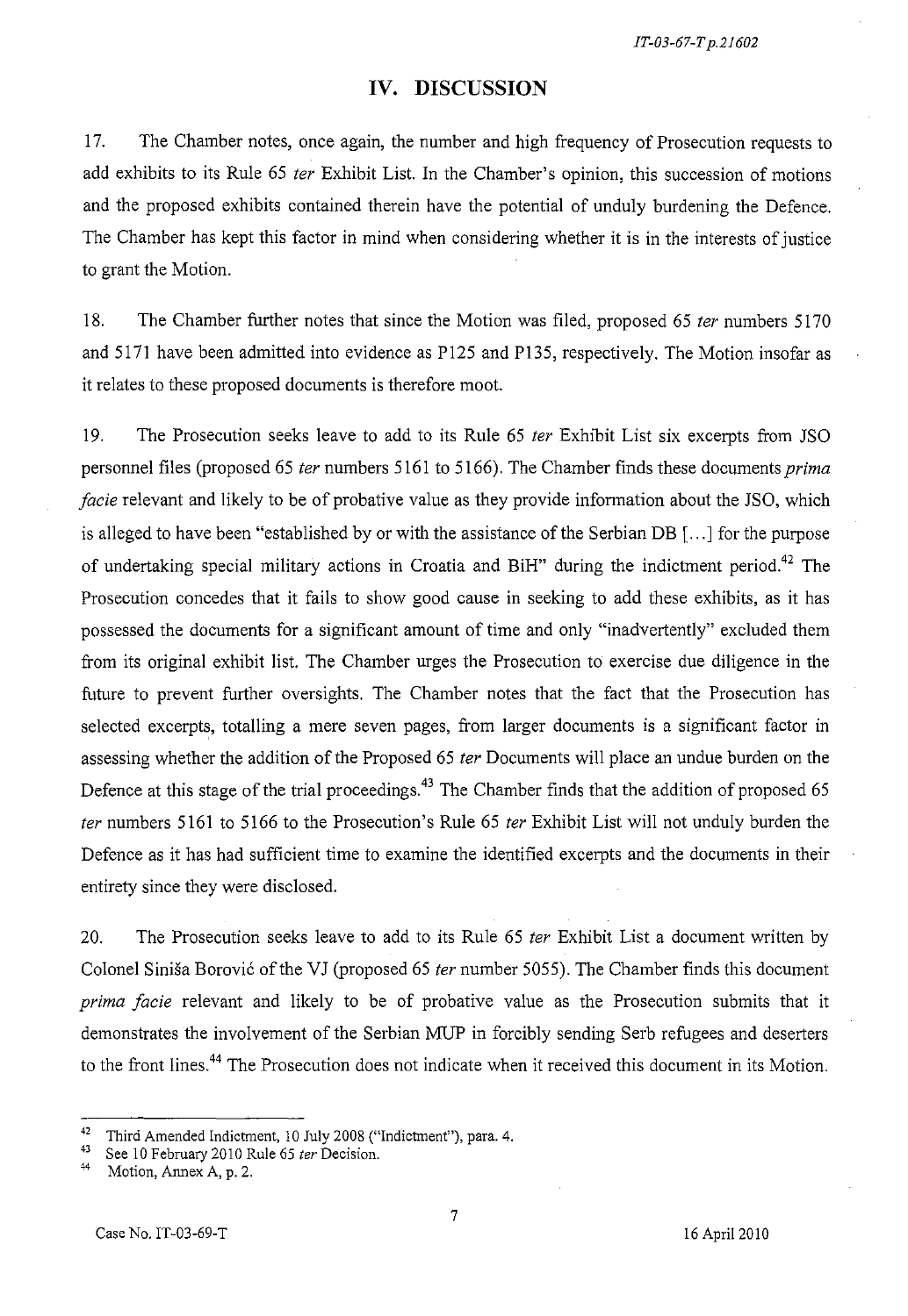## IV. DISCUSSION

17. The Chamber notes, once again, the number and high frequency of Prosecution requests to add exhibits to its Rule 65 *ter* Exhibit List. In the Chamber's opinion, this succession of motions and the proposed exhibits contained therein have the potential of unduly burdening the Defence. The Chamber has kept this factor in mind when considering whether it is in the interests of justice to grant the Motion.

18. The Chamber further notes that since the Motion was filed, proposed 65 *ter* numbers 5170 and 5171 have been admitted into evidence as P125 and P135, respectively. The Motion insofar as it relates to these proposed documents is therefore moot.

19. The Prosecution seeks leave to add to its Rule 65 *ter* Exhibit List six excerpts from JSO personnel files (proposed 65 *ter* numbers 5161 to 5166). The Chamber finds these documents *prima facie* relevant and likely to be of probative value as they provide information about the JSO, which is alleged to have been "established by or with the assistance of the Serbian DB [...] for the purpose of undertaking special military actions in Croatia and BiH" during the indictment period.[42] The Prosecution concedes that it fails to show good cause in seeking to add these exhibits, as it has possessed the documents for a significant amount of time and only "inadvertently" excluded them from its original exhibit list. The Chamber urges the Prosecution to exercise due diligence in the future to prevent further oversights. The Chamber notes that the fact that the Prosecution has selected excerpts, totalling a mere seven pages, from larger documents is a significant factor in assessing whether the addition of the Proposed 65 *ter* Documents will place an undue burden on the Defence at this stage of the trial proceedings.[43] The Chamber finds that the addition of proposed 65 *ter* numbers 5161 to 5166 to the Prosecution's Rule 65 *ter* Exhibit List will not unduly burden the Defence as it has had sufficient time to examine the identified excerpts and the documents in their entirety since they were disclosed.

20. The Prosecution seeks leave to add to its Rule 65 *ter* Exhibit List a document written by Colonel Siniša Borović of the VJ (proposed 65 *ter* number 5055). The Chamber finds this document *prima facie* relevant and likely to be of probative value as the Prosecution submits that it demonstrates the involvement of the Serbian MUP in forcibly sending Serb refugees and deserters to the front lines.[44] The Prosecution does not indicate when it received this document in its Motion.

---

[42] Third Amended Indictment, 10 July 2008 ("Indictment"), para. 4.

[43] See 10 February 2010 Rule 65 *ter* Decision.

[44] Motion, Annex A, p. 2.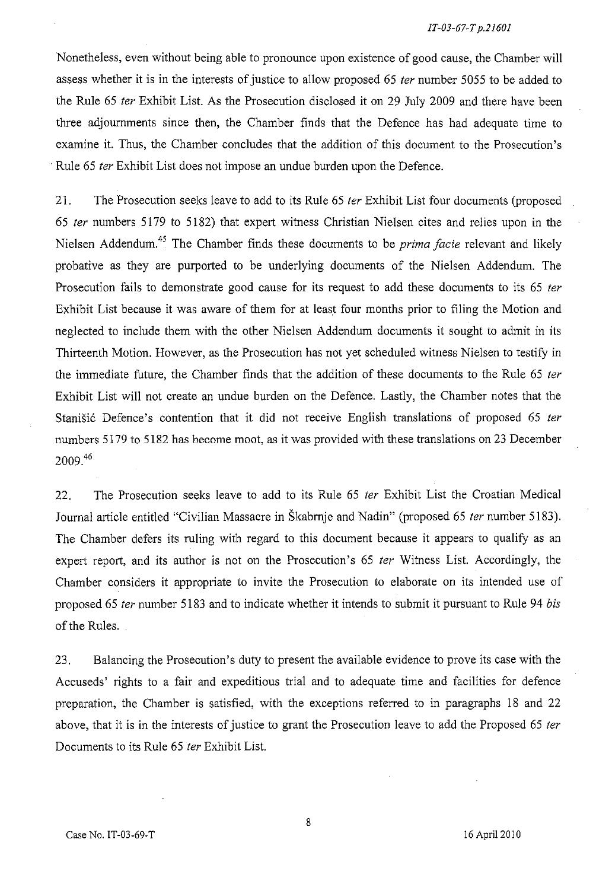Nonetheless, even without being able to pronounce upon existence of good cause, the Chamber will assess whether it is in the interests of justice to allow proposed 65 *ter* number 5055 to be added to the Rule 65 *ter* Exhibit List. As the Prosecution disclosed it on 29 July 2009 and there have been three adjournments since then, the Chamber finds that the Defence has had adequate time to examine it. Thus, the Chamber concludes that the addition of this document to the Prosecution's Rule 65 *ter* Exhibit List does not impose an undue burden upon the Defence.

21. The Prosecution seeks leave to add to its Rule 65 *ter* Exhibit List four documents (proposed 65 *ter* numbers 5179 to 5182) that expert witness Christian Nielsen cites and relies upon in the Nielsen Addendum.[45] The Chamber finds these documents to be *prima facie* relevant and likely probative as they are purported to be underlying documents of the Nielsen Addendum. The Prosecution fails to demonstrate good cause for its request to add these documents to its 65 *ter* Exhibit List because it was aware of them for at least four months prior to filing the Motion and neglected to include them with the other Nielsen Addendum documents it sought to admit in its Thirteenth Motion. However, as the Prosecution has not yet scheduled witness Nielsen to testify in the immediate future, the Chamber finds that the addition of these documents to the Rule 65 *ter* Exhibit List will not create an undue burden on the Defence. Lastly, the Chamber notes that the Stanišić Defence's contention that it did not receive English translations of proposed 65 *ter* numbers 5179 to 5182 has become moot, as it was provided with these translations on 23 December 2009.[46]

22. The Prosecution seeks leave to add to its Rule 65 *ter* Exhibit List the Croatian Medical Journal article entitled "Civilian Massacre in Škabrnje and Nadin" (proposed 65 *ter* number 5183). The Chamber defers its ruling with regard to this document because it appears to qualify as an expert report, and its author is not on the Prosecution's 65 *ter* Witness List. Accordingly, the Chamber considers it appropriate to invite the Prosecution to elaborate on its intended use of proposed 65 *ter* number 5183 and to indicate whether it intends to submit it pursuant to Rule 94 *bis* of the Rules.

23. Balancing the Prosecution's duty to present the available evidence to prove its case with the Accuseds' rights to a fair and expeditious trial and to adequate time and facilities for defence preparation, the Chamber is satisfied, with the exceptions referred to in paragraphs 18 and 22 above, that it is in the interests of justice to grant the Prosecution leave to add the Proposed 65 *ter* Documents to its Rule 65 *ter* Exhibit List.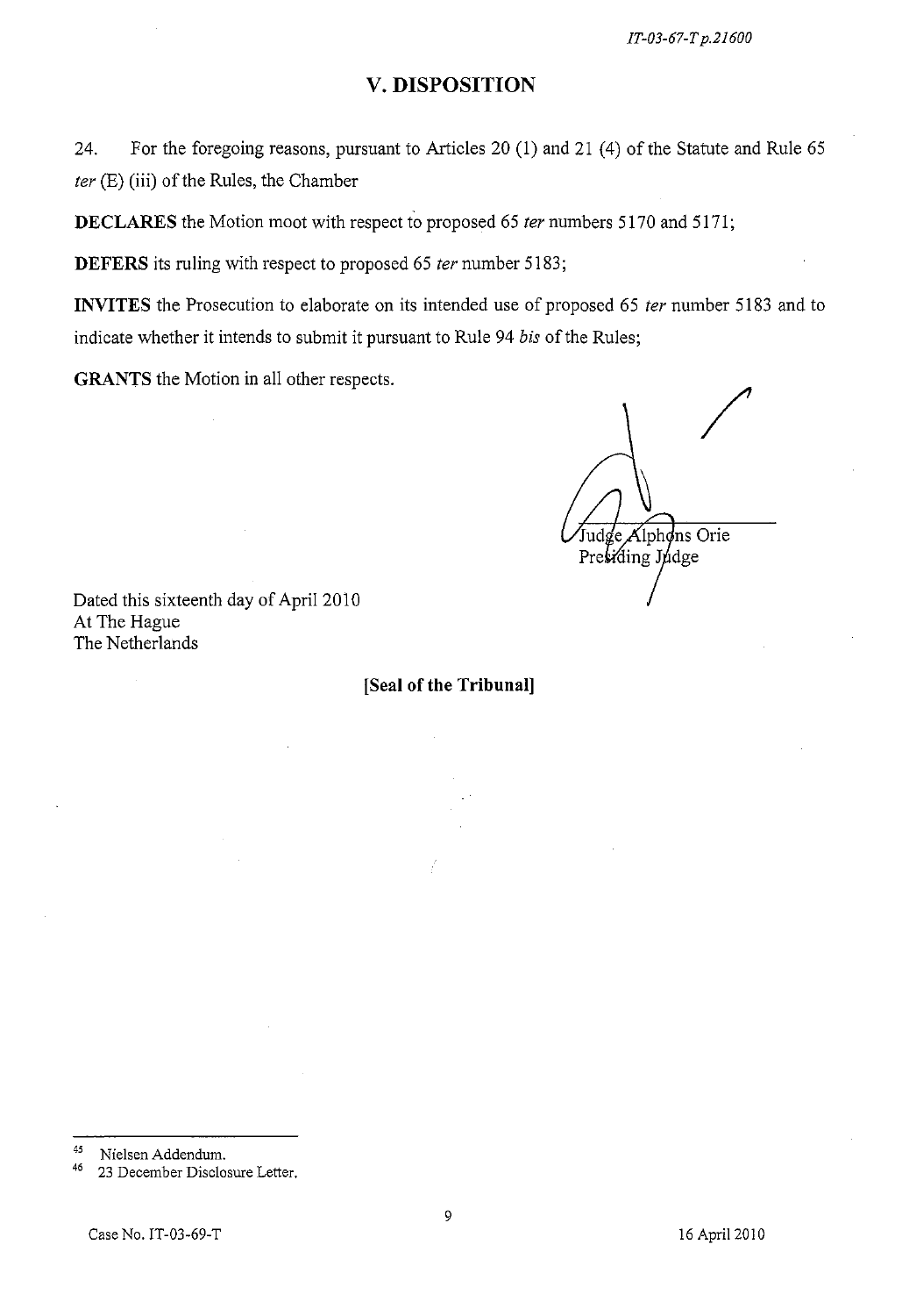## V. DISPOSITION

24. For the foregoing reasons, pursuant to Articles 20 (1) and 21 (4) of the Statute and Rule 65 *ter* (E) (iii) of the Rules, the Chamber

**DECLARES** the Motion moot with respect to proposed 65 *ter* numbers 5170 and 5171;

**DEFERS** its ruling with respect to proposed 65 *ter* number 5183;

**INVITES** the Prosecution to elaborate on its intended use of proposed 65 *ter* number 5183 and to indicate whether it intends to submit it pursuant to Rule 94 *bis* of the Rules;

**GRANTS** the Motion in all other respects.

Judge Alphons Orie
Presiding Judge

Dated this sixteenth day of April 2010
At The Hague
The Netherlands

**[Seal of the Tribunal]**

---

[45] Nielsen Addendum.

[46] 23 December Disclosure Letter.